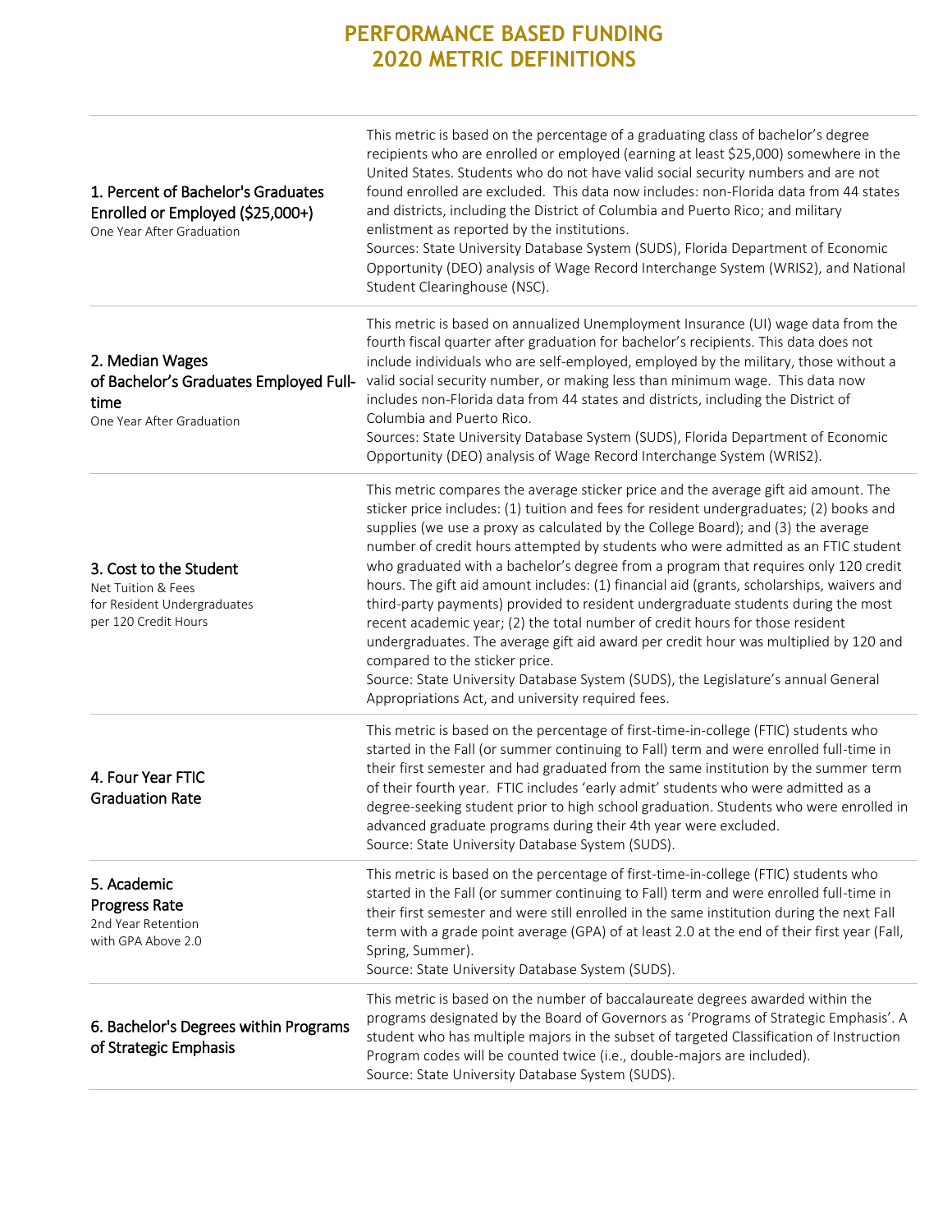# PERFORMANCE BASED FUNDING
# 2020 METRIC DEFINITIONS

| Metric | Definition |
|---|---|
| **1. Percent of Bachelor's Graduates Enrolled or Employed ($25,000+)** One Year After Graduation | This metric is based on the percentage of a graduating class of bachelor's degree recipients who are enrolled or employed (earning at least $25,000) somewhere in the United States. Students who do not have valid social security numbers and are not found enrolled are excluded. This data now includes: non-Florida data from 44 states and districts, including the District of Columbia and Puerto Rico; and military enlistment as reported by the institutions. Sources: State University Database System (SUDS), Florida Department of Economic Opportunity (DEO) analysis of Wage Record Interchange System (WRIS2), and National Student Clearinghouse (NSC). |
| **2. Median Wages of Bachelor's Graduates Employed Full-time** One Year After Graduation | This metric is based on annualized Unemployment Insurance (UI) wage data from the fourth fiscal quarter after graduation for bachelor's recipients. This data does not include individuals who are self-employed, employed by the military, those without a valid social security number, or making less than minimum wage. This data now includes non-Florida data from 44 states and districts, including the District of Columbia and Puerto Rico. Sources: State University Database System (SUDS), Florida Department of Economic Opportunity (DEO) analysis of Wage Record Interchange System (WRIS2). |
| **3. Cost to the Student** Net Tuition & Fees for Resident Undergraduates per 120 Credit Hours | This metric compares the average sticker price and the average gift aid amount. The sticker price includes: (1) tuition and fees for resident undergraduates; (2) books and supplies (we use a proxy as calculated by the College Board); and (3) the average number of credit hours attempted by students who were admitted as an FTIC student who graduated with a bachelor's degree from a program that requires only 120 credit hours. The gift aid amount includes: (1) financial aid (grants, scholarships, waivers and third-party payments) provided to resident undergraduate students during the most recent academic year; (2) the total number of credit hours for those resident undergraduates. The average gift aid award per credit hour was multiplied by 120 and compared to the sticker price. Source: State University Database System (SUDS), the Legislature's annual General Appropriations Act, and university required fees. |
| **4. Four Year FTIC Graduation Rate** | This metric is based on the percentage of first-time-in-college (FTIC) students who started in the Fall (or summer continuing to Fall) term and were enrolled full-time in their first semester and had graduated from the same institution by the summer term of their fourth year. FTIC includes 'early admit' students who were admitted as a degree-seeking student prior to high school graduation. Students who were enrolled in advanced graduate programs during their 4th year were excluded. Source: State University Database System (SUDS). |
| **5. Academic Progress Rate** 2nd Year Retention with GPA Above 2.0 | This metric is based on the percentage of first-time-in-college (FTIC) students who started in the Fall (or summer continuing to Fall) term and were enrolled full-time in their first semester and were still enrolled in the same institution during the next Fall term with a grade point average (GPA) of at least 2.0 at the end of their first year (Fall, Spring, Summer). Source: State University Database System (SUDS). |
| **6. Bachelor's Degrees within Programs of Strategic Emphasis** | This metric is based on the number of baccalaureate degrees awarded within the programs designated by the Board of Governors as 'Programs of Strategic Emphasis'. A student who has multiple majors in the subset of targeted Classification of Instruction Program codes will be counted twice (i.e., double-majors are included). Source: State University Database System (SUDS). |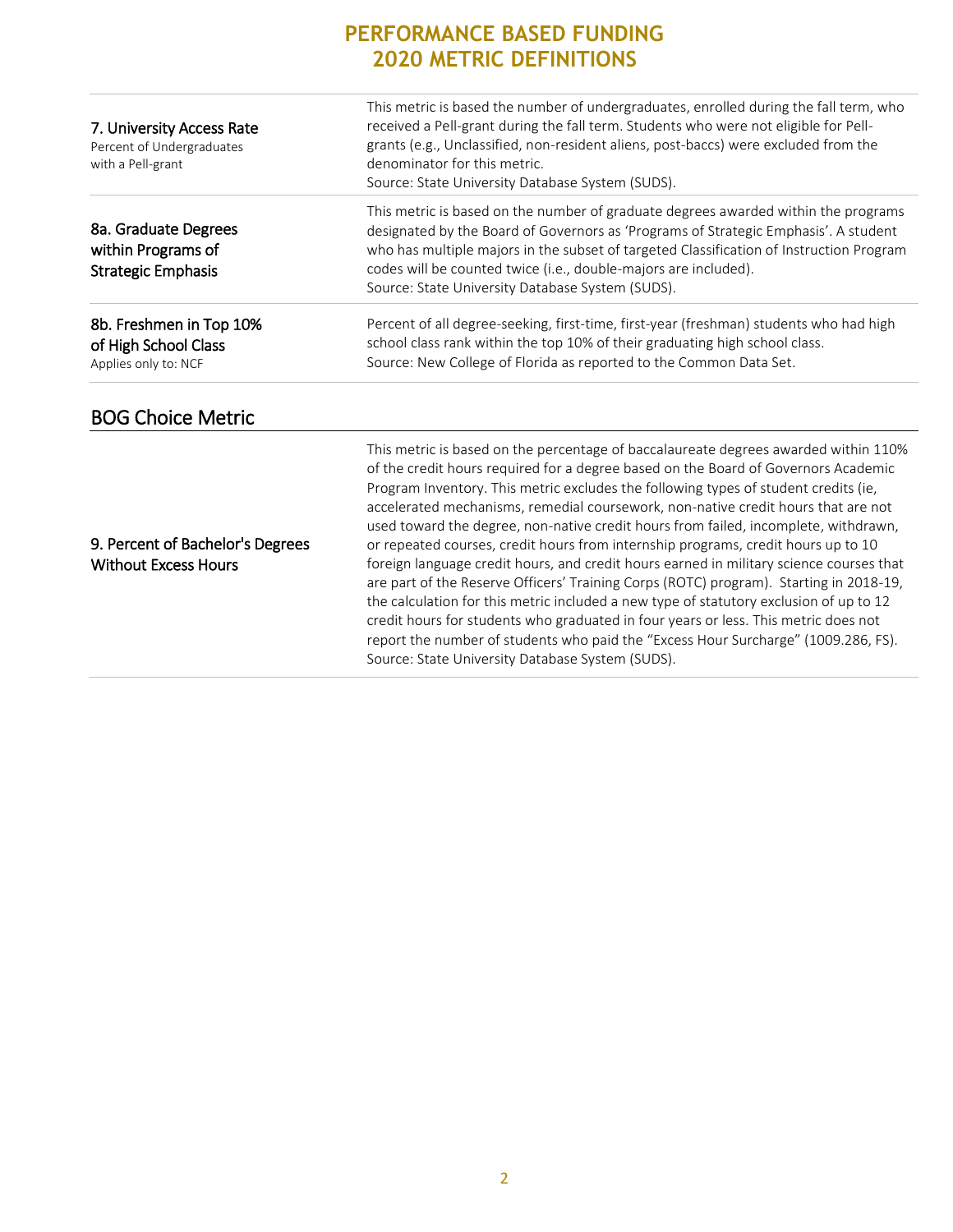# PERFORMANCE BASED FUNDING 2020 METRIC DEFINITIONS

| | |
|---|---|
| **7. University Access Rate**<br>Percent of Undergraduates with a Pell-grant | This metric is based the number of undergraduates, enrolled during the fall term, who received a Pell-grant during the fall term. Students who were not eligible for Pell-grants (e.g., Unclassified, non-resident aliens, post-baccs) were excluded from the denominator for this metric.<br>Source: State University Database System (SUDS). |
| **8a. Graduate Degrees within Programs of Strategic Emphasis** | This metric is based on the number of graduate degrees awarded within the programs designated by the Board of Governors as 'Programs of Strategic Emphasis'. A student who has multiple majors in the subset of targeted Classification of Instruction Program codes will be counted twice (i.e., double-majors are included).<br>Source: State University Database System (SUDS). |
| **8b. Freshmen in Top 10% of High School Class**<br>Applies only to: NCF | Percent of all degree-seeking, first-time, first-year (freshman) students who had high school class rank within the top 10% of their graduating high school class.<br>Source: New College of Florida as reported to the Common Data Set. |

## BOG Choice Metric

| | |
|---|---|
| **9. Percent of Bachelor's Degrees Without Excess Hours** | This metric is based on the percentage of baccalaureate degrees awarded within 110% of the credit hours required for a degree based on the Board of Governors Academic Program Inventory. This metric excludes the following types of student credits (ie, accelerated mechanisms, remedial coursework, non-native credit hours that are not used toward the degree, non-native credit hours from failed, incomplete, withdrawn, or repeated courses, credit hours from internship programs, credit hours up to 10 foreign language credit hours, and credit hours earned in military science courses that are part of the Reserve Officers' Training Corps (ROTC) program). Starting in 2018-19, the calculation for this metric included a new type of statutory exclusion of up to 12 credit hours for students who graduated in four years or less. This metric does not report the number of students who paid the "Excess Hour Surcharge" (1009.286, FS).<br>Source: State University Database System (SUDS). |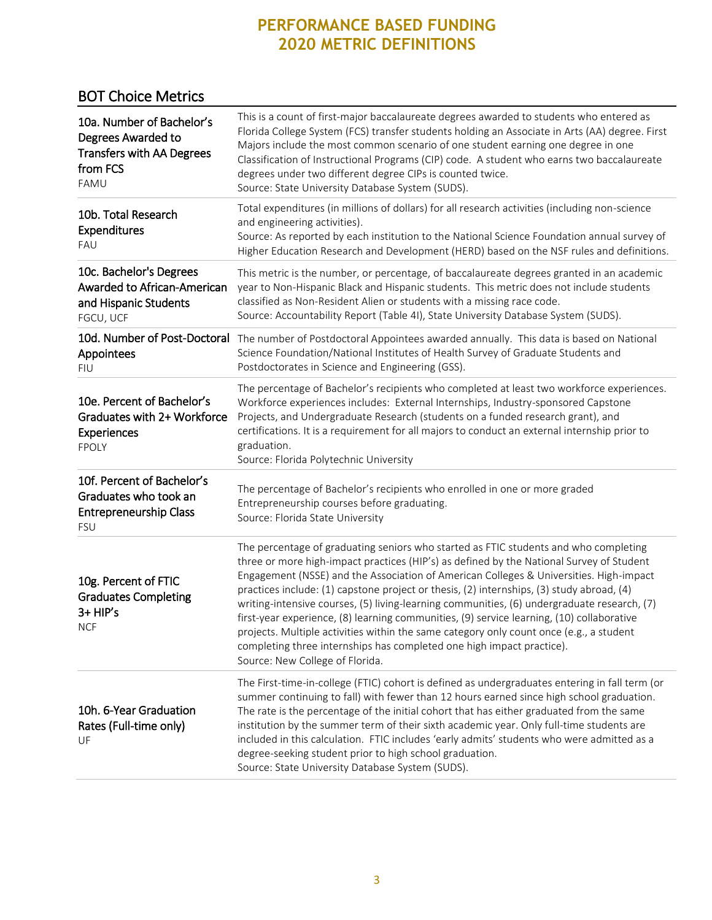# PERFORMANCE BASED FUNDING
# 2020 METRIC DEFINITIONS

## BOT Choice Metrics

| | |
|---|---|
| **10a. Number of Bachelor's Degrees Awarded to Transfers with AA Degrees from FCS**<br>FAMU | This is a count of first-major baccalaureate degrees awarded to students who entered as Florida College System (FCS) transfer students holding an Associate in Arts (AA) degree. First Majors include the most common scenario of one student earning one degree in one Classification of Instructional Programs (CIP) code. A student who earns two baccalaureate degrees under two different degree CIPs is counted twice.<br>Source: State University Database System (SUDS). |
| **10b. Total Research Expenditures**<br>FAU | Total expenditures (in millions of dollars) for all research activities (including non-science and engineering activities).<br>Source: As reported by each institution to the National Science Foundation annual survey of Higher Education Research and Development (HERD) based on the NSF rules and definitions. |
| **10c. Bachelor's Degrees Awarded to African-American and Hispanic Students**<br>FGCU, UCF | This metric is the number, or percentage, of baccalaureate degrees granted in an academic year to Non-Hispanic Black and Hispanic students. This metric does not include students classified as Non-Resident Alien or students with a missing race code.<br>Source: Accountability Report (Table 4I), State University Database System (SUDS). |
| **10d. Number of Post-Doctoral Appointees**<br>FIU | The number of Postdoctoral Appointees awarded annually. This data is based on National Science Foundation/National Institutes of Health Survey of Graduate Students and Postdoctorates in Science and Engineering (GSS). |
| **10e. Percent of Bachelor's Graduates with 2+ Workforce Experiences**<br>FPOLY | The percentage of Bachelor's recipients who completed at least two workforce experiences. Workforce experiences includes: External Internships, Industry-sponsored Capstone Projects, and Undergraduate Research (students on a funded research grant), and certifications. It is a requirement for all majors to conduct an external internship prior to graduation.<br>Source: Florida Polytechnic University |
| **10f. Percent of Bachelor's Graduates who took an Entrepreneurship Class**<br>FSU | The percentage of Bachelor's recipients who enrolled in one or more graded Entrepreneurship courses before graduating.<br>Source: Florida State University |
| **10g. Percent of FTIC Graduates Completing 3+ HIP's**<br>NCF | The percentage of graduating seniors who started as FTIC students and who completing three or more high-impact practices (HIP's) as defined by the National Survey of Student Engagement (NSSE) and the Association of American Colleges & Universities. High-impact practices include: (1) capstone project or thesis, (2) internships, (3) study abroad, (4) writing-intensive courses, (5) living-learning communities, (6) undergraduate research, (7) first-year experience, (8) learning communities, (9) service learning, (10) collaborative projects. Multiple activities within the same category only count once (e.g., a student completing three internships has completed one high impact practice).<br>Source: New College of Florida. |
| **10h. 6-Year Graduation Rates (Full-time only)**<br>UF | The First-time-in-college (FTIC) cohort is defined as undergraduates entering in fall term (or summer continuing to fall) with fewer than 12 hours earned since high school graduation. The rate is the percentage of the initial cohort that has either graduated from the same institution by the summer term of their sixth academic year. Only full-time students are included in this calculation. FTIC includes 'early admits' students who were admitted as a degree-seeking student prior to high school graduation.<br>Source: State University Database System (SUDS). |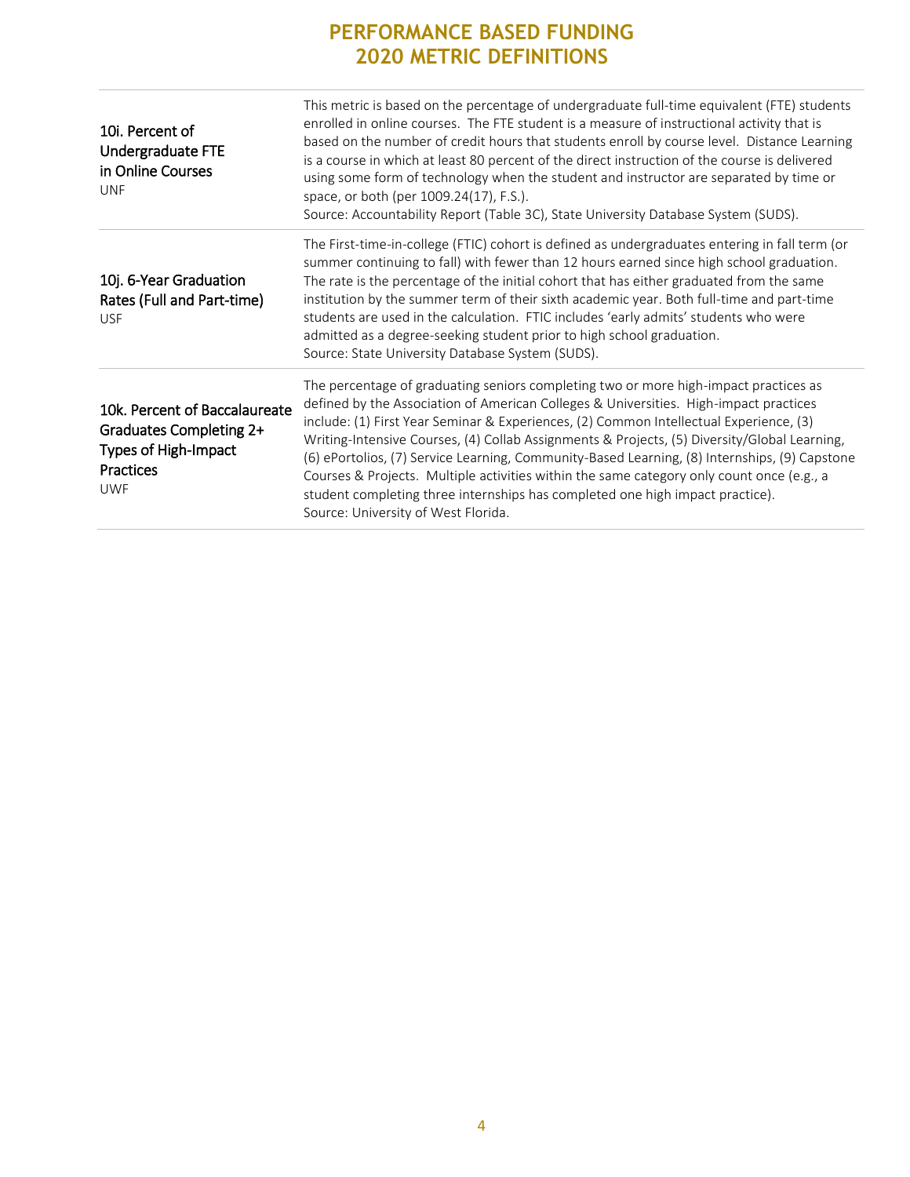# PERFORMANCE BASED FUNDING 2020 METRIC DEFINITIONS

| | |
|---|---|
| **10i. Percent of Undergraduate FTE in Online Courses** UNF | This metric is based on the percentage of undergraduate full-time equivalent (FTE) students enrolled in online courses. The FTE student is a measure of instructional activity that is based on the number of credit hours that students enroll by course level. Distance Learning is a course in which at least 80 percent of the direct instruction of the course is delivered using some form of technology when the student and instructor are separated by time or space, or both (per 1009.24(17), F.S.).<br>Source: Accountability Report (Table 3C), State University Database System (SUDS). |
| **10j. 6-Year Graduation Rates (Full and Part-time)** USF | The First-time-in-college (FTIC) cohort is defined as undergraduates entering in fall term (or summer continuing to fall) with fewer than 12 hours earned since high school graduation. The rate is the percentage of the initial cohort that has either graduated from the same institution by the summer term of their sixth academic year. Both full-time and part-time students are used in the calculation. FTIC includes 'early admits' students who were admitted as a degree-seeking student prior to high school graduation.<br>Source: State University Database System (SUDS). |
| **10k. Percent of Baccalaureate Graduates Completing 2+ Types of High-Impact Practices** UWF | The percentage of graduating seniors completing two or more high-impact practices as defined by the Association of American Colleges & Universities. High-impact practices include: (1) First Year Seminar & Experiences, (2) Common Intellectual Experience, (3) Writing-Intensive Courses, (4) Collab Assignments & Projects, (5) Diversity/Global Learning, (6) ePortolios, (7) Service Learning, Community-Based Learning, (8) Internships, (9) Capstone Courses & Projects. Multiple activities within the same category only count once (e.g., a student completing three internships has completed one high impact practice).<br>Source: University of West Florida. |